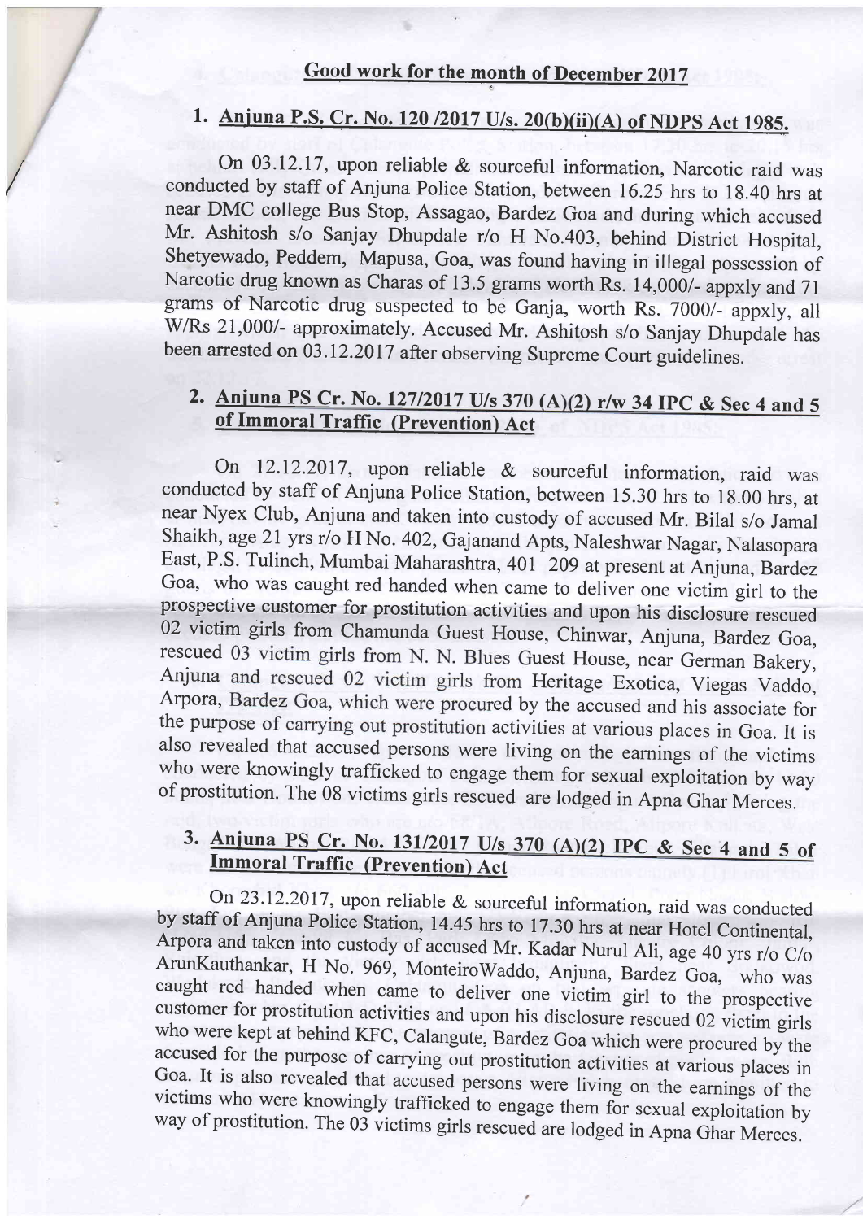## Good work for the month of December 2017

### 1. Anjuna P.S. Cr. No. 120 /2017 U/s. 20(b)(ii)(A) of NDPS Act 1985.

On 03.12.17, upon reliable & sourceful information, Narcotic raid was conducted by staff of Anjuna Police Station, between 16.25 hrs to 18.40 hrs at near DMC college Bus Stop, Assagao, Bardez Goa and during which accused Mr. Ashitosh s/o Sanjay Dhupdale r/o H No.403, behind District Hospital, Shetyewado, Peddem, Mapusa, Goa, was found having in illegal possession of Narcotic drug known as Charas of 13.5 grams worth Rs. 14,000/- appxly and 71 grams of Narcotic drug suspected to be Ganja, worth Rs. 7000/- appxly, all W/Rs 21,000/- approximately. Accused Mr. Ashitosh s/o Sanjay Dhupdale has been arrested on 03.12.2017 after observing Supreme Court guidelines.

### 2. Anjuna PS Cr. No. 127/2017 U/s 370 (A)(2) r/w 34 IPC & Sec 4 and 5 of Immoral Traffic (Prevention) Act

On 12.12.2017, upon reliable & sourceful information, raid was conducted by staff of Anjuna Police Station, between 15.30 hrs to 18.00 hrs, at near Nyex Club, Anjuna and taken into custody of accused Mr. Bilal s/o Jamal Shaikh, age 21 yrs r/o H No. 402, Gajanand Apts, Naleshwar Nagar, Nalasopara East, P.S. Tulinch, Mumbai Maharashtra, 401 209 at present at Anjuna, Bardez Goa, who was caught red handed when came to deliver one victim girl to the prospective customer for prostitution activities and upon his disclosure rescued 02 victim girls from Chamunda Guest House, Chinwar, Anjuna, Bardez Goa, rescued 03 victim girls from N. N. Blues Guest House, near German Bakery, Anjuna and rescued 02 victim girls from Heritage Exotica, Viegas Vaddo, Arpora, Bardez Goa, which were procured by the accused and his associate for the purpose of carrying out prostitution activities at various places in Goa. It is also revealed that accused persons were living on the earnings of the victims who were knowingly trafficked to engage them for sexual exploitation by way of prostitution. The 08 victims girls rescued are lodged in Apna Ghar Merces.

### 3. Anjuna PS Cr. No. 131/2017 U/s 370 (A)(2) IPC & Sec 4 and 5 of Immoral Traffic (Prevention) Act

On 23.12.2017, upon reliable & sourceful information, raid was conducted by staff of Anjuna Police Station, 14.45 hrs to 17.30 hrs at near Hotel Continental, Arpora and taken into custody of accused Mr. Kadar Nurul Ali, age 40 yrs r/o C/o ArunKauthankar, H No. 969, MonteiroWaddo, Anjuna, Bardez Goa, who was caught red handed when came to deliver one victim girl to the prospective customer for prostitution activities and upon his disclosure rescued 02 victim girls who were kept at behind KFC, Calangute, Bardez Goa which were procured by the accused for the purpose of carrying out prostitution activities at various places in Goa. It is also revealed that accused persons were living on the earnings of the victims who were knowingly trafficked to engage them for sexual exploitation by way of prostitution. The 03 victims girls rescued are lodged in Apna Ghar Merces.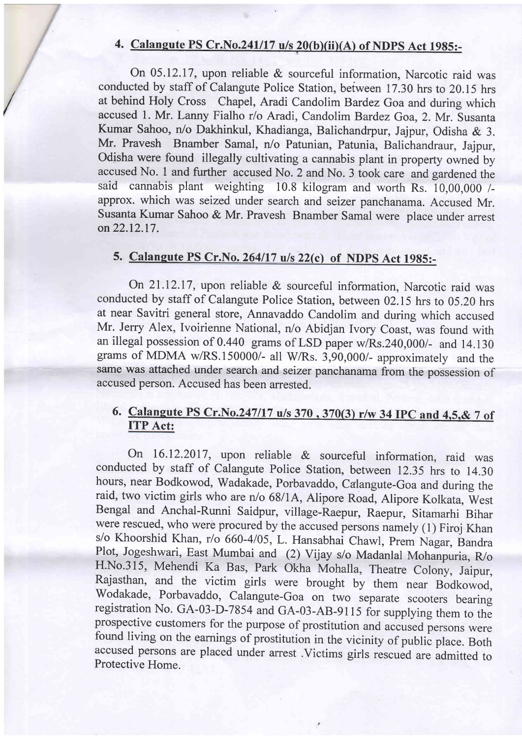## 4. Calangute PS Cr.No.241/17 u/s 20(b)(ii)(A) of NDPS Act 1985:-

On 05.12.17, upon reliable & sourceful information, Narcotic raid was conducted by staff of Calangute Police Station, between 17.30 hrs to 20.15 hrs at behind Holy Cross Chapel, Aradi Candolim Bardez Goa and during which accused 1. Mr. Lanny Fialho r/o Aradi, Candolim Bardez Goa, 2. Mr. Susanta Kumar Sahoo, n/o Dakhinkul, Khadianga, Balichandrpur, Jajpur, Odisha & 3. Mr. Pravesh Bnamber Samal, n/o Patunian, Patunia, Balichandraur, Jajpur, Odisha were found illegally cultivating a cannabis plant in property owned by accused No. 1 and further accused No. 2 and No. 3 took care and gardened the said cannabis plant weighting 10.8 kilogram and worth Rs. 10,00,000 /- approx. which was seized under search and seizer panchanama. Accused Mr. Susanta Kumar Sahoo & Mr. Pravesh Bnamber Samal were place under arrest on 22.12.17.

## 5. Calangute PS Cr.No. 264/17 u/s 22(c) of NDPS Act 1985:-

On 21.12.17, upon reliable & sourceful information, Narcotic raid was conducted by staff of Calangute Police Station, between 02.15 hrs to 05.20 hrs at near Savitri general store, Annavaddo Candolim and during which accused Mr. Jerry Alex, Ivoirienne National, n/o Abidjan Ivory Coast, was found with an illegal possession of 0.440 grams of LSD paper w/Rs.240,000/- and 14.130 grams of MDMA w/RS.150000/- all W/Rs. 3,90,000/- approximately and the same was attached under search and seizer panchanama from the possession of accused person. Accused has been arrested.

## 6. Calangute PS Cr.No.247/17 u/s 370 , 370(3) r/w 34 IPC and 4,5,& 7 of ITP Act:

On 16.12.2017, upon reliable & sourceful information, raid was conducted by staff of Calangute Police Station, between 12.35 hrs to 14.30 hours, near Bodkowod, Wadakade, Porbavaddo, Calangute-Goa and during the raid, two victim girls who are n/o 68/1A, Alipore Road, Alipore Kolkata, West Bengal and Anchal-Runni Saidpur, village-Raepur, Raepur, Sitamarhi Bihar were rescued, who were procured by the accused persons namely (1) Firoj Khan s/o Khoorshid Khan, r/o 660-4/05, L. Hansabhai Chawl, Prem Nagar, Bandra Plot, Jogeshwari, East Mumbai and (2) Vijay s/o Madanlal Mohanpuria, R/o H.No.315, Mehendi Ka Bas, Park Okha Mohalla, Theatre Colony, Jaipur, Rajasthan, and the victim girls were brought by them near Bodkowod, Wodakade, Porbavaddo, Calangute-Goa on two separate scooters bearing registration No. GA-03-D-7854 and GA-03-AB-9115 for supplying them to the prospective customers for the purpose of prostitution and accused persons were found living on the earnings of prostitution in the vicinity of public place. Both accused persons are placed under arrest .Victims girls rescued are admitted to Protective Home.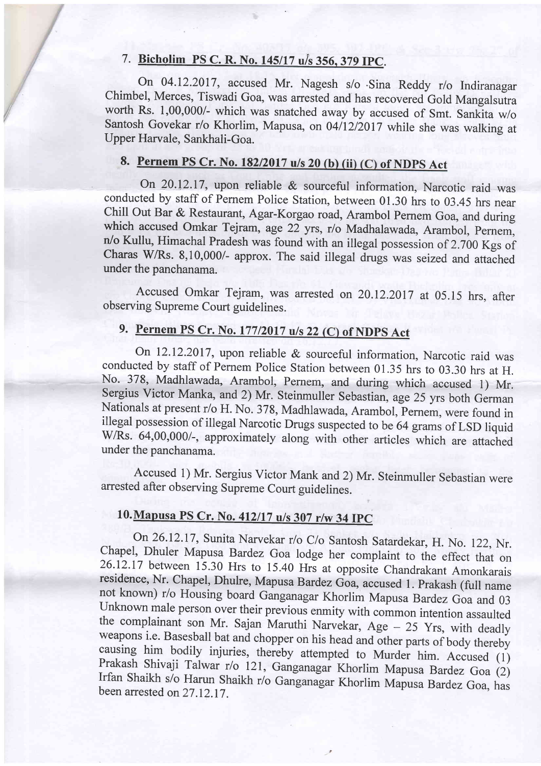### 7. Bicholim PS C. R. No. 145/17 u/s 356, 379 IPC.

On 04.12.2017, accused Mr. Nagesh s/o Sina Reddy r/o Indiranagar Chimbel, Merces, Tiswadi Goa, was arrested and has recovered Gold Mangalsutra worth Rs. 1,00,000/- which was snatched away by accused of Smt. Sankita w/o Santosh Govekar r/o Khorlim, Mapusa, on 04/12/2017 while she was walking at Upper Harvale, Sankhali-Goa.

### 8. Pernem PS Cr. No. 182/2017 u/s 20 (b) (ii) (C) of NDPS Act

On 20.12.17, upon reliable & sourceful information, Narcotic raid was conducted by staff of Pernem Police Station, between 01.30 hrs to 03.45 hrs near Chill Out Bar & Restaurant, Agar-Korgao road, Arambol Pernem Goa, and during which accused Omkar Tejram, age 22 yrs, r/o Madhalawada, Arambol, Pernem, n/o Kullu, Himachal Pradesh was found with an illegal possession of 2.700 Kgs of Charas W/Rs. 8,10,000/- approx. The said illegal drugs was seized and attached under the panchanama.

Accused Omkar Tejram, was arrested on 20.12.2017 at 05.15 hrs, after observing Supreme Court guidelines.

### 9. Pernem PS Cr. No. 177/2017 u/s 22 (C) of NDPS Act

On 12.12.2017, upon reliable & sourceful information, Narcotic raid was conducted by staff of Pernem Police Station between 01.35 hrs to 03.30 hrs at H. No. 378, Madhlawada, Arambol, Pernem, and during which accused 1) Mr. Sergius Victor Manka, and 2) Mr. Steinmuller Sebastian, age 25 yrs both German Nationals at present r/o H. No. 378, Madhlawada, Arambol, Pernem, were found in illegal possession of illegal Narcotic Drugs suspected to be 64 grams of LSD liquid W/Rs. 64,00,000/-, approximately along with other articles which are attached under the panchanama.

Accused 1) Mr. Sergius Victor Mank and 2) Mr. Steinmuller Sebastian were arrested after observing Supreme Court guidelines.

### 10. Mapusa PS Cr. No. 412/17 u/s 307 r/w 34 IPC

On 26.12.17, Sunita Narvekar r/o C/o Santosh Satardekar, H. No. 122, Nr. Chapel, Dhuler Mapusa Bardez Goa lodge her complaint to the effect that on 26.12.17 between 15.30 Hrs to 15.40 Hrs at opposite Chandrakant Amonkarais residence, Nr. Chapel, Dhulre, Mapusa Bardez Goa, accused 1. Prakash (full name not known) r/o Housing board Ganganagar Khorlim Mapusa Bardez Goa and 03 Unknown male person over their previous enmity with common intention assaulted the complainant son Mr. Sajan Maruthi Narvekar, Age – 25 Yrs, with deadly weapons i.e. Basesball bat and chopper on his head and other parts of body thereby causing him bodily injuries, thereby attempted to Murder him. Accused (1) Prakash Shivaji Talwar r/o 121, Ganganagar Khorlim Mapusa Bardez Goa (2) Irfan Shaikh s/o Harun Shaikh r/o Ganganagar Khorlim Mapusa Bardez Goa, has been arrested on 27.12.17.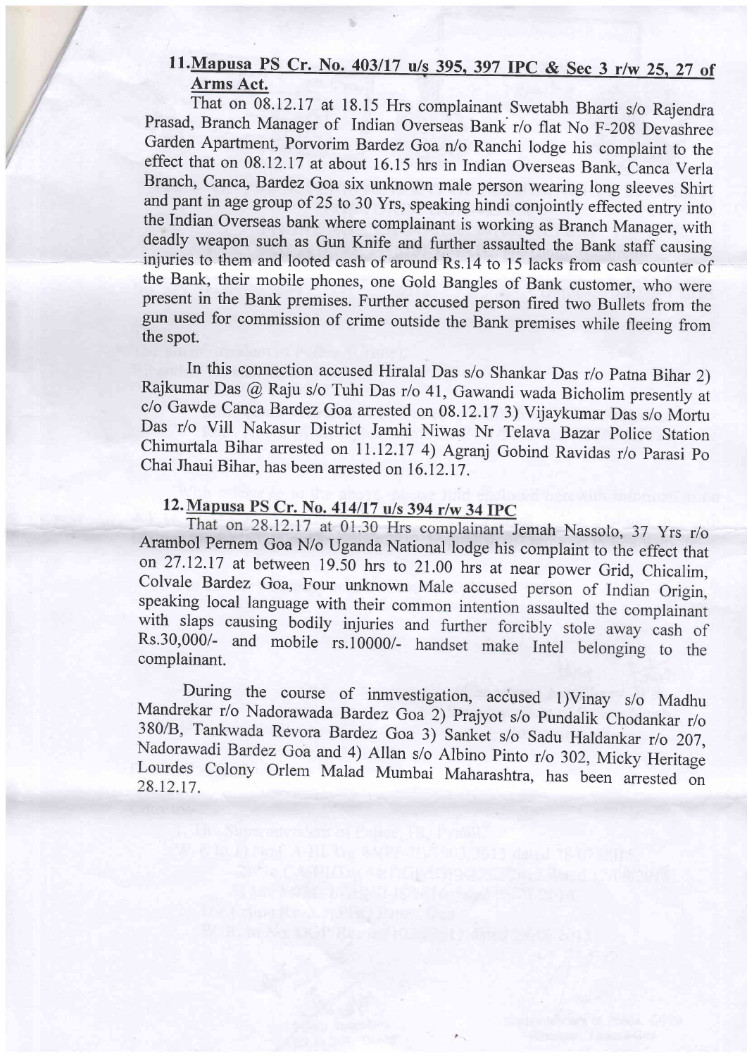## 11. Mapusa PS Cr. No. 403/17 u/s 395, 397 IPC & Sec 3 r/w 25, 27 of Arms Act.

That on 08.12.17 at 18.15 Hrs complainant Swetabh Bharti s/o Rajendra Prasad, Branch Manager of Indian Overseas Bank r/o flat No F-208 Devashree Garden Apartment, Porvorim Bardez Goa n/o Ranchi lodge his complaint to the effect that on 08.12.17 at about 16.15 hrs in Indian Overseas Bank, Canca Verla Branch, Canca, Bardez Goa six unknown male person wearing long sleeves Shirt and pant in age group of 25 to 30 Yrs, speaking hindi conjointly effected entry into the Indian Overseas bank where complainant is working as Branch Manager, with deadly weapon such as Gun Knife and further assaulted the Bank staff causing injuries to them and looted cash of around Rs.14 to 15 lacks from cash counter of the Bank, their mobile phones, one Gold Bangles of Bank customer, who were present in the Bank premises. Further accused person fired two Bullets from the gun used for commission of crime outside the Bank premises while fleeing from the spot.

In this connection accused Hiralal Das s/o Shankar Das r/o Patna Bihar 2) Rajkumar Das @ Raju s/o Tuhi Das r/o 41, Gawandi wada Bicholim presently at c/o Gawde Canca Bardez Goa arrested on 08.12.17 3) Vijaykumar Das s/o Mortu Das r/o Vill Nakasur District Jamhi Niwas Nr Telava Bazar Police Station Chimurtala Bihar arrested on 11.12.17 4) Agranj Gobind Ravidas r/o Parasi Po Chai Jhaui Bihar, has been arrested on 16.12.17.

## 12. Mapusa PS Cr. No. 414/17 u/s 394 r/w 34 IPC

That on 28.12.17 at 01.30 Hrs complainant Jemah Nassolo, 37 Yrs r/o Arambol Pernem Goa N/o Uganda National lodge his complaint to the effect that on 27.12.17 at between 19.50 hrs to 21.00 hrs at near power Grid, Chicalim, Colvale Bardez Goa, Four unknown Male accused person of Indian Origin, speaking local language with their common intention assaulted the complainant with slaps causing bodily injuries and further forcibly stole away cash of Rs.30,000/- and mobile rs.10000/- handset make Intel belonging to the complainant.

During the course of inmvestigation, accused 1)Vinay s/o Madhu Mandrekar r/o Nadorawada Bardez Goa 2) Prajyot s/o Pundalik Chodankar r/o 380/B, Tankwada Revora Bardez Goa 3) Sanket s/o Sadu Haldankar r/o 207, Nadorawadi Bardez Goa and 4) Allan s/o Albino Pinto r/o 302, Micky Heritage Lourdes Colony Orlem Malad Mumbai Maharashtra, has been arrested on 28.12.17.